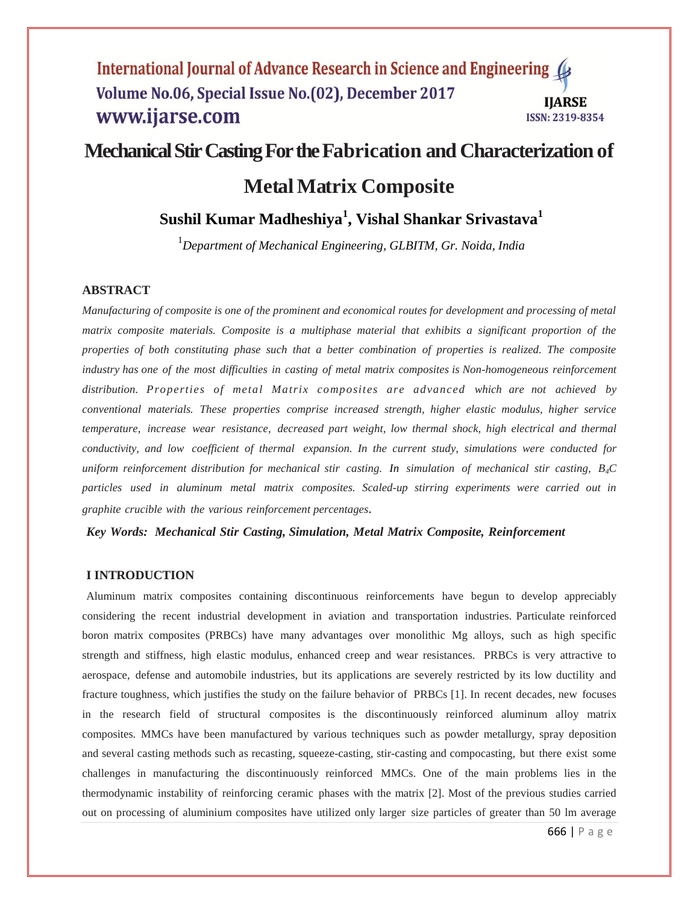# Mechanical Stir Casting For the Fabrication and Characterization of Metal Matrix Composite

**Sushil Kumar Madheshiya[1], Vishal Shankar Srivastava[1]**

[1]*Department of Mechanical Engineering, GLBITM, Gr. Noida, India*

### ABSTRACT

*Manufacturing of composite is one of the prominent and economical routes for development and processing of metal matrix composite materials. Composite is a multiphase material that exhibits a significant proportion of the properties of both constituting phase such that a better combination of properties is realized. The composite industry has one of the most difficulties in casting of metal matrix composites is Non-homogeneous reinforcement distribution. Properties of metal Matrix composites are advanced which are not achieved by conventional materials. These properties comprise increased strength, higher elastic modulus, higher service temperature, increase wear resistance, decreased part weight, low thermal shock, high electrical and thermal conductivity, and low coefficient of thermal expansion. In the current study, simulations were conducted for uniform reinforcement distribution for mechanical stir casting. In simulation of mechanical stir casting, $B_4C$ particles used in aluminum metal matrix composites. Scaled-up stirring experiments were carried out in graphite crucible with the various reinforcement percentages.*

***Key Words:** Mechanical Stir Casting, Simulation, Metal Matrix Composite, Reinforcement*

### I INTRODUCTION

Aluminum matrix composites containing discontinuous reinforcements have begun to develop appreciably considering the recent industrial development in aviation and transportation industries. Particulate reinforced boron matrix composites (PRBCs) have many advantages over monolithic Mg alloys, such as high specific strength and stiffness, high elastic modulus, enhanced creep and wear resistances. PRBCs is very attractive to aerospace, defense and automobile industries, but its applications are severely restricted by its low ductility and fracture toughness, which justifies the study on the failure behavior of PRBCs [1]. In recent decades, new focuses in the research field of structural composites is the discontinuously reinforced aluminum alloy matrix composites. MMCs have been manufactured by various techniques such as powder metallurgy, spray deposition and several casting methods such as recasting, squeeze-casting, stir-casting and compocasting, but there exist some challenges in manufacturing the discontinuously reinforced MMCs. One of the main problems lies in the thermodynamic instability of reinforcing ceramic phases with the matrix [2]. Most of the previous studies carried out on processing of aluminium composites have utilized only larger size particles of greater than 50 lm average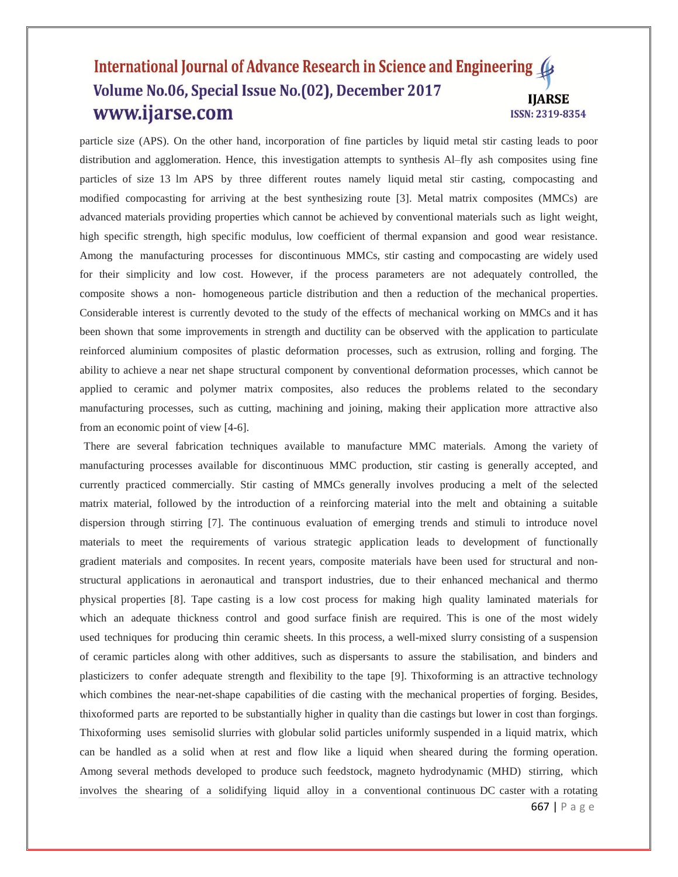particle size (APS). On the other hand, incorporation of fine particles by liquid metal stir casting leads to poor distribution and agglomeration. Hence, this investigation attempts to synthesis Al–fly ash composites using fine particles of size 13 lm APS by three different routes namely liquid metal stir casting, compocasting and modified compocasting for arriving at the best synthesizing route [3]. Metal matrix composites (MMCs) are advanced materials providing properties which cannot be achieved by conventional materials such as light weight, high specific strength, high specific modulus, low coefficient of thermal expansion and good wear resistance. Among the manufacturing processes for discontinuous MMCs, stir casting and compocasting are widely used for their simplicity and low cost. However, if the process parameters are not adequately controlled, the composite shows a non- homogeneous particle distribution and then a reduction of the mechanical properties. Considerable interest is currently devoted to the study of the effects of mechanical working on MMCs and it has been shown that some improvements in strength and ductility can be observed with the application to particulate reinforced aluminium composites of plastic deformation processes, such as extrusion, rolling and forging. The ability to achieve a near net shape structural component by conventional deformation processes, which cannot be applied to ceramic and polymer matrix composites, also reduces the problems related to the secondary manufacturing processes, such as cutting, machining and joining, making their application more attractive also from an economic point of view [4-6].

There are several fabrication techniques available to manufacture MMC materials. Among the variety of manufacturing processes available for discontinuous MMC production, stir casting is generally accepted, and currently practiced commercially. Stir casting of MMCs generally involves producing a melt of the selected matrix material, followed by the introduction of a reinforcing material into the melt and obtaining a suitable dispersion through stirring [7]. The continuous evaluation of emerging trends and stimuli to introduce novel materials to meet the requirements of various strategic application leads to development of functionally gradient materials and composites. In recent years, composite materials have been used for structural and non-structural applications in aeronautical and transport industries, due to their enhanced mechanical and thermo physical properties [8]. Tape casting is a low cost process for making high quality laminated materials for which an adequate thickness control and good surface finish are required. This is one of the most widely used techniques for producing thin ceramic sheets. In this process, a well-mixed slurry consisting of a suspension of ceramic particles along with other additives, such as dispersants to assure the stabilisation, and binders and plasticizers to confer adequate strength and flexibility to the tape [9]. Thixoforming is an attractive technology which combines the near-net-shape capabilities of die casting with the mechanical properties of forging. Besides, thixoformed parts are reported to be substantially higher in quality than die castings but lower in cost than forgings. Thixoforming uses semisolid slurries with globular solid particles uniformly suspended in a liquid matrix, which can be handled as a solid when at rest and flow like a liquid when sheared during the forming operation. Among several methods developed to produce such feedstock, magneto hydrodynamic (MHD) stirring, which involves the shearing of a solidifying liquid alloy in a conventional continuous DC caster with a rotating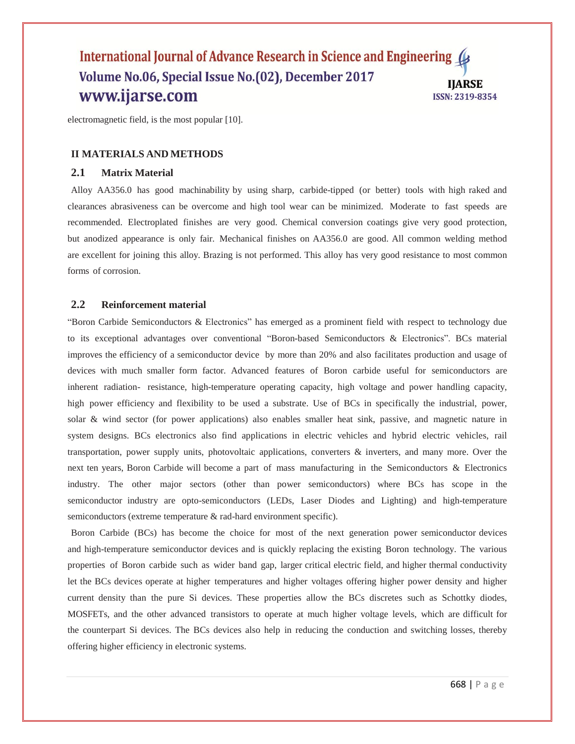electromagnetic field, is the most popular [10].

## II MATERIALS AND METHODS

### 2.1 Matrix Material

Alloy AA356.0 has good machinability by using sharp, carbide-tipped (or better) tools with high raked and clearances abrasiveness can be overcome and high tool wear can be minimized. Moderate to fast speeds are recommended. Electroplated finishes are very good. Chemical conversion coatings give very good protection, but anodized appearance is only fair. Mechanical finishes on AA356.0 are good. All common welding method are excellent for joining this alloy. Brazing is not performed. This alloy has very good resistance to most common forms of corrosion.

### 2.2 Reinforcement material

"Boron Carbide Semiconductors & Electronics" has emerged as a prominent field with respect to technology due to its exceptional advantages over conventional "Boron-based Semiconductors & Electronics". BCs material improves the efficiency of a semiconductor device by more than 20% and also facilitates production and usage of devices with much smaller form factor. Advanced features of Boron carbide useful for semiconductors are inherent radiation- resistance, high-temperature operating capacity, high voltage and power handling capacity, high power efficiency and flexibility to be used a substrate. Use of BCs in specifically the industrial, power, solar & wind sector (for power applications) also enables smaller heat sink, passive, and magnetic nature in system designs. BCs electronics also find applications in electric vehicles and hybrid electric vehicles, rail transportation, power supply units, photovoltaic applications, converters & inverters, and many more. Over the next ten years, Boron Carbide will become a part of mass manufacturing in the Semiconductors & Electronics industry. The other major sectors (other than power semiconductors) where BCs has scope in the semiconductor industry are opto-semiconductors (LEDs, Laser Diodes and Lighting) and high-temperature semiconductors (extreme temperature & rad-hard environment specific).

Boron Carbide (BCs) has become the choice for most of the next generation power semiconductor devices and high-temperature semiconductor devices and is quickly replacing the existing Boron technology. The various properties of Boron carbide such as wider band gap, larger critical electric field, and higher thermal conductivity let the BCs devices operate at higher temperatures and higher voltages offering higher power density and higher current density than the pure Si devices. These properties allow the BCs discretes such as Schottky diodes, MOSFETs, and the other advanced transistors to operate at much higher voltage levels, which are difficult for the counterpart Si devices. The BCs devices also help in reducing the conduction and switching losses, thereby offering higher efficiency in electronic systems.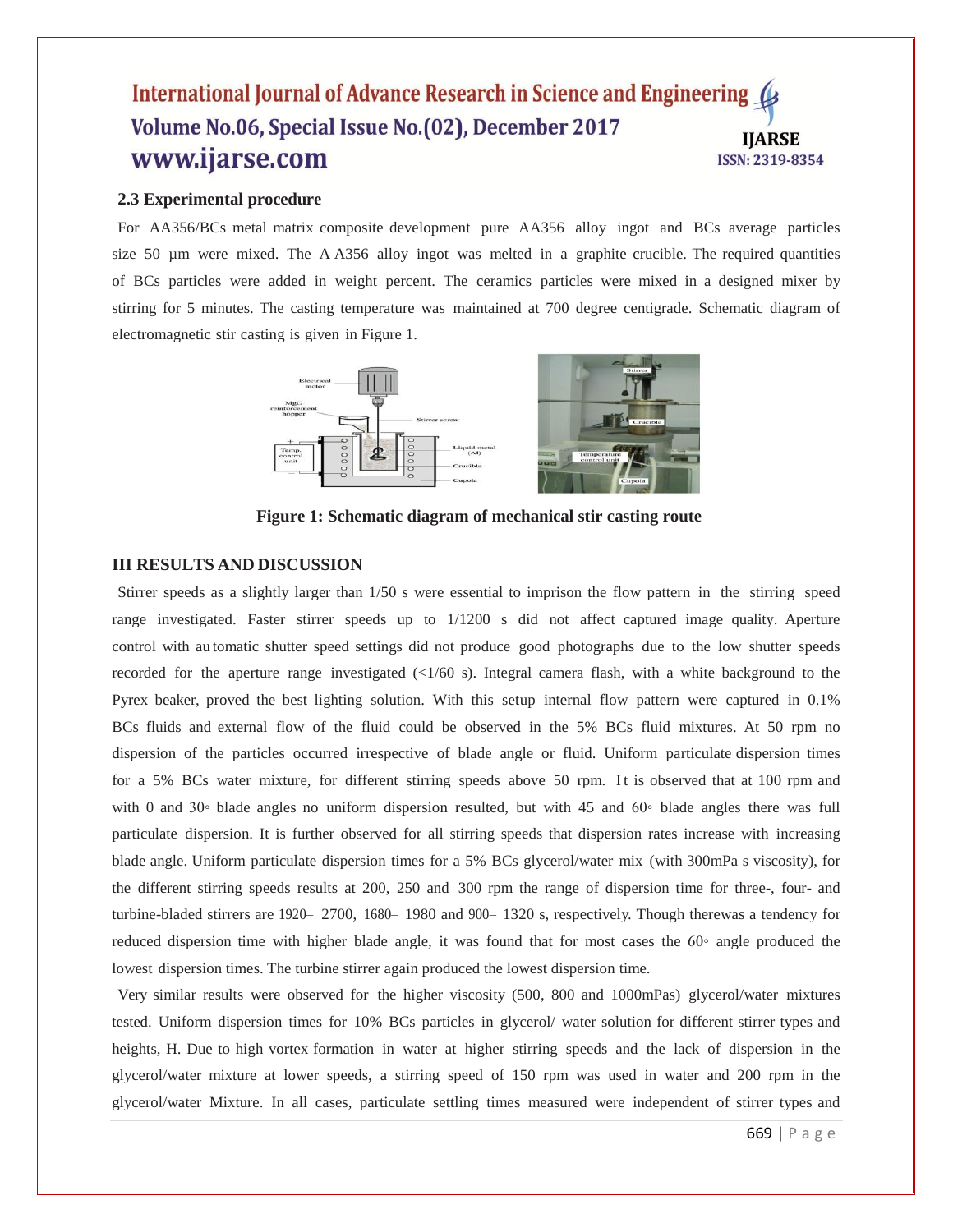### 2.3 Experimental procedure

For AA356/BCs metal matrix composite development pure AA356 alloy ingot and BCs average particles size 50 µm were mixed. The A A356 alloy ingot was melted in a graphite crucible. The required quantities of BCs particles were added in weight percent. The ceramics particles were mixed in a designed mixer by stirring for 5 minutes. The casting temperature was maintained at 700 degree centigrade. Schematic diagram of electromagnetic stir casting is given in Figure 1.

**Figure 1: Schematic diagram of mechanical stir casting route**

## III RESULTS AND DISCUSSION

Stirrer speeds as a slightly larger than 1/50 s were essential to imprison the flow pattern in the stirring speed range investigated. Faster stirrer speeds up to 1/1200 s did not affect captured image quality. Aperture control with au tomatic shutter speed settings did not produce good photographs due to the low shutter speeds recorded for the aperture range investigated (<1/60 s). Integral camera flash, with a white background to the Pyrex beaker, proved the best lighting solution. With this setup internal flow pattern were captured in 0.1% BCs fluids and external flow of the fluid could be observed in the 5% BCs fluid mixtures. At 50 rpm no dispersion of the particles occurred irrespective of blade angle or fluid. Uniform particulate dispersion times for a 5% BCs water mixture, for different stirring speeds above 50 rpm. It is observed that at 100 rpm and with 0 and 30◦ blade angles no uniform dispersion resulted, but with 45 and 60◦ blade angles there was full particulate dispersion. It is further observed for all stirring speeds that dispersion rates increase with increasing blade angle. Uniform particulate dispersion times for a 5% BCs glycerol/water mix (with 300mPa s viscosity), for the different stirring speeds results at 200, 250 and 300 rpm the range of dispersion time for three-, four- and turbine-bladed stirrers are 1920– 2700, 1680– 1980 and 900– 1320 s, respectively. Though therewas a tendency for reduced dispersion time with higher blade angle, it was found that for most cases the 60◦ angle produced the lowest dispersion times. The turbine stirrer again produced the lowest dispersion time.

Very similar results were observed for the higher viscosity (500, 800 and 1000mPas) glycerol/water mixtures tested. Uniform dispersion times for 10% BCs particles in glycerol/ water solution for different stirrer types and heights, H. Due to high vortex formation in water at higher stirring speeds and the lack of dispersion in the glycerol/water mixture at lower speeds, a stirring speed of 150 rpm was used in water and 200 rpm in the glycerol/water Mixture. In all cases, particulate settling times measured were independent of stirrer types and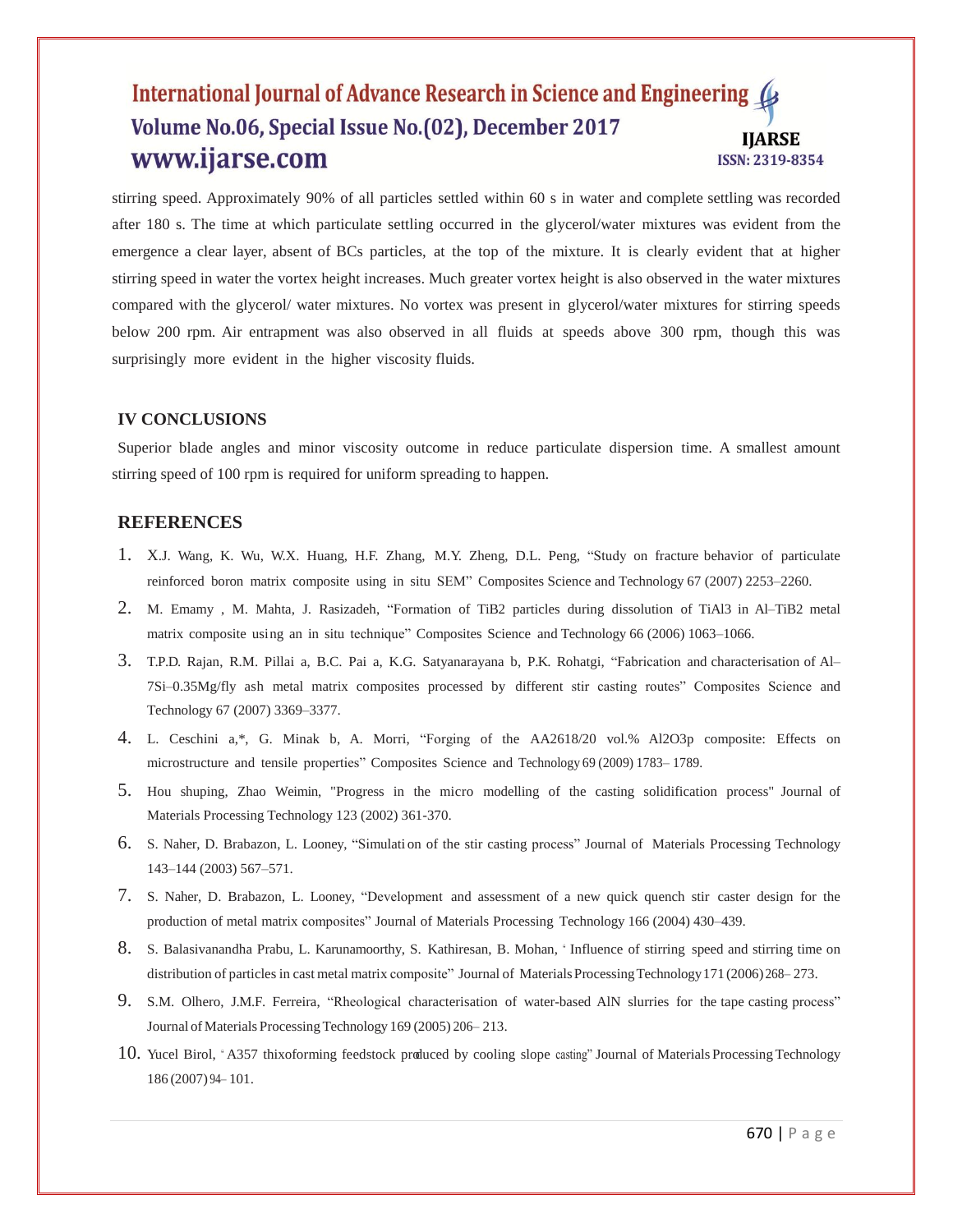stirring speed. Approximately 90% of all particles settled within 60 s in water and complete settling was recorded after 180 s. The time at which particulate settling occurred in the glycerol/water mixtures was evident from the emergence a clear layer, absent of BCs particles, at the top of the mixture. It is clearly evident that at higher stirring speed in water the vortex height increases. Much greater vortex height is also observed in the water mixtures compared with the glycerol/ water mixtures. No vortex was present in glycerol/water mixtures for stirring speeds below 200 rpm. Air entrapment was also observed in all fluids at speeds above 300 rpm, though this was surprisingly more evident in the higher viscosity fluids.

## IV CONCLUSIONS

Superior blade angles and minor viscosity outcome in reduce particulate dispersion time. A smallest amount stirring speed of 100 rpm is required for uniform spreading to happen.

## REFERENCES

1. X.J. Wang, K. Wu, W.X. Huang, H.F. Zhang, M.Y. Zheng, D.L. Peng, "Study on fracture behavior of particulate reinforced boron matrix composite using in situ SEM" Composites Science and Technology 67 (2007) 2253–2260.
2. M. Emamy , M. Mahta, J. Rasizadeh, "Formation of TiB2 particles during dissolution of TiAl3 in Al–TiB2 metal matrix composite using an in situ technique" Composites Science and Technology 66 (2006) 1063–1066.
3. T.P.D. Rajan, R.M. Pillai a, B.C. Pai a, K.G. Satyanarayana b, P.K. Rohatgi, "Fabrication and characterisation of Al–7Si–0.35Mg/fly ash metal matrix composites processed by different stir casting routes" Composites Science and Technology 67 (2007) 3369–3377.
4. L. Ceschini a,*, G. Minak b, A. Morri, "Forging of the AA2618/20 vol.% Al2O3p composite: Effects on microstructure and tensile properties" Composites Science and Technology 69 (2009) 1783– 1789.
5. Hou shuping, Zhao Weimin, "Progress in the micro modelling of the casting solidification process" Journal of Materials Processing Technology 123 (2002) 361-370.
6. S. Naher, D. Brabazon, L. Looney, "Simulation of the stir casting process" Journal of Materials Processing Technology 143–144 (2003) 567–571.
7. S. Naher, D. Brabazon, L. Looney, "Development and assessment of a new quick quench stir caster design for the production of metal matrix composites" Journal of Materials Processing Technology 166 (2004) 430–439.
8. S. Balasivanandha Prabu, L. Karunamoorthy, S. Kathiresan, B. Mohan, " Influence of stirring speed and stirring time on distribution of particles in cast metal matrix composite" Journal of Materials Processing Technology 171 (2006) 268– 273.
9. S.M. Olhero, J.M.F. Ferreira, "Rheological characterisation of water-based AlN slurries for the tape casting process" Journal of Materials Processing Technology 169 (2005) 206– 213.
10. Yucel Birol, " A357 thixoforming feedstock produced by cooling slope casting" Journal of Materials Processing Technology 186 (2007) 94– 101.